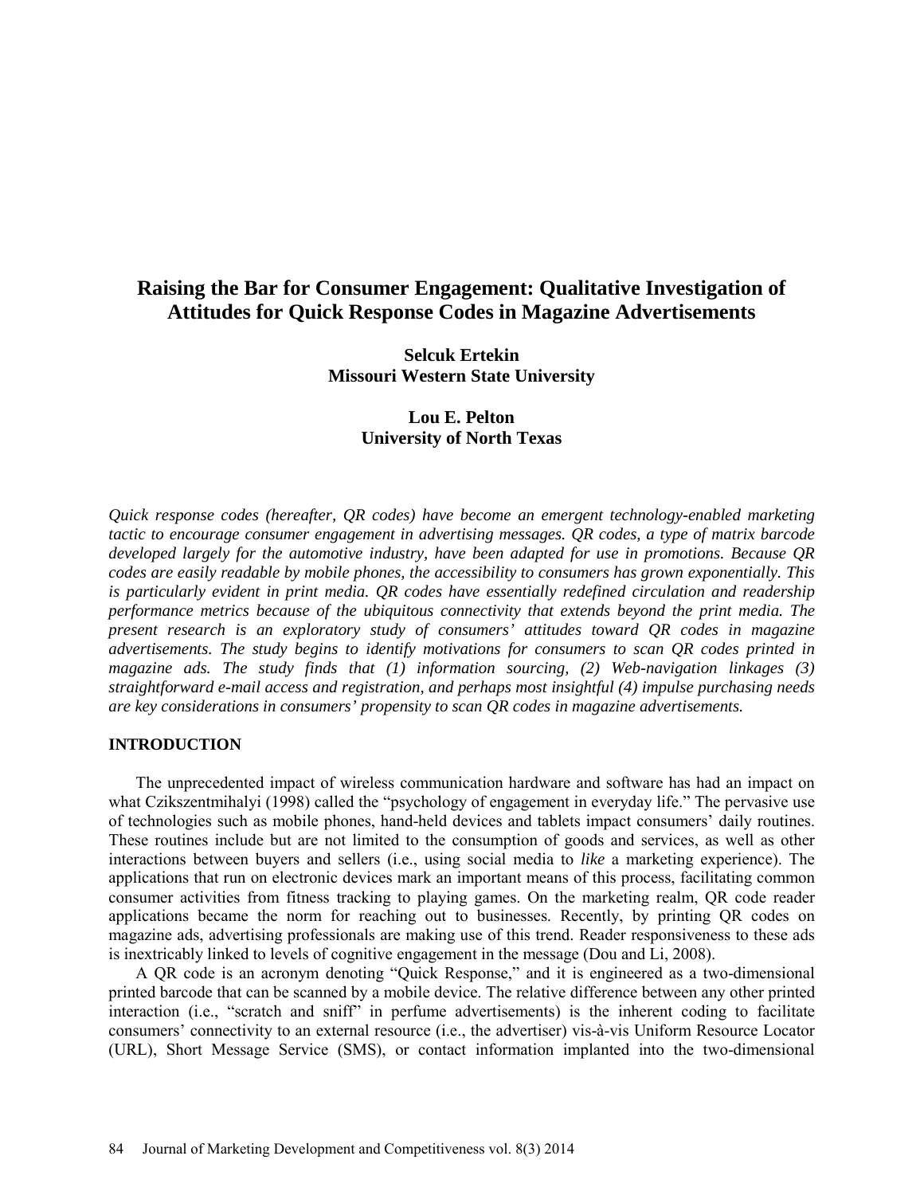# Raising the Bar for Consumer Engagement: Qualitative Investigation of Attitudes for Quick Response Codes in Magazine Advertisements

**Selcuk Ertekin**
**Missouri Western State University**

**Lou E. Pelton**
**University of North Texas**

*Quick response codes (hereafter, QR codes) have become an emergent technology-enabled marketing tactic to encourage consumer engagement in advertising messages. QR codes, a type of matrix barcode developed largely for the automotive industry, have been adapted for use in promotions. Because QR codes are easily readable by mobile phones, the accessibility to consumers has grown exponentially. This is particularly evident in print media. QR codes have essentially redefined circulation and readership performance metrics because of the ubiquitous connectivity that extends beyond the print media. The present research is an exploratory study of consumers' attitudes toward QR codes in magazine advertisements. The study begins to identify motivations for consumers to scan QR codes printed in magazine ads. The study finds that (1) information sourcing, (2) Web-navigation linkages (3) straightforward e-mail access and registration, and perhaps most insightful (4) impulse purchasing needs are key considerations in consumers' propensity to scan QR codes in magazine advertisements.*

## INTRODUCTION

The unprecedented impact of wireless communication hardware and software has had an impact on what Czikszentmihalyi (1998) called the "psychology of engagement in everyday life." The pervasive use of technologies such as mobile phones, hand-held devices and tablets impact consumers' daily routines. These routines include but are not limited to the consumption of goods and services, as well as other interactions between buyers and sellers (i.e., using social media to *like* a marketing experience). The applications that run on electronic devices mark an important means of this process, facilitating common consumer activities from fitness tracking to playing games. On the marketing realm, QR code reader applications became the norm for reaching out to businesses. Recently, by printing QR codes on magazine ads, advertising professionals are making use of this trend. Reader responsiveness to these ads is inextricably linked to levels of cognitive engagement in the message (Dou and Li, 2008).

A QR code is an acronym denoting "Quick Response," and it is engineered as a two-dimensional printed barcode that can be scanned by a mobile device. The relative difference between any other printed interaction (i.e., "scratch and sniff" in perfume advertisements) is the inherent coding to facilitate consumers' connectivity to an external resource (i.e., the advertiser) vis-à-vis Uniform Resource Locator (URL), Short Message Service (SMS), or contact information implanted into the two-dimensional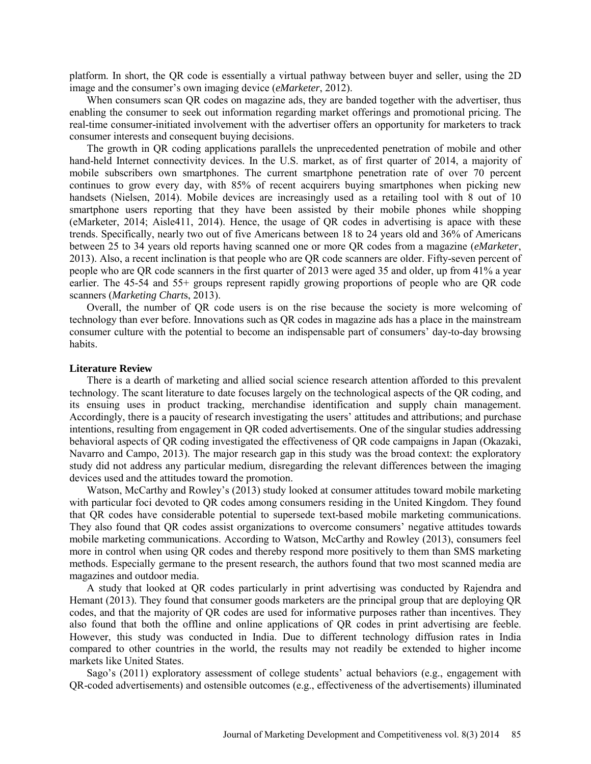platform. In short, the QR code is essentially a virtual pathway between buyer and seller, using the 2D image and the consumer's own imaging device (*eMarketer*, 2012).

When consumers scan QR codes on magazine ads, they are banded together with the advertiser, thus enabling the consumer to seek out information regarding market offerings and promotional pricing. The real-time consumer-initiated involvement with the advertiser offers an opportunity for marketers to track consumer interests and consequent buying decisions.

The growth in QR coding applications parallels the unprecedented penetration of mobile and other hand-held Internet connectivity devices. In the U.S. market, as of first quarter of 2014, a majority of mobile subscribers own smartphones. The current smartphone penetration rate of over 70 percent continues to grow every day, with 85% of recent acquirers buying smartphones when picking new handsets (Nielsen, 2014). Mobile devices are increasingly used as a retailing tool with 8 out of 10 smartphone users reporting that they have been assisted by their mobile phones while shopping (eMarketer, 2014; Aisle411, 2014). Hence, the usage of QR codes in advertising is apace with these trends. Specifically, nearly two out of five Americans between 18 to 24 years old and 36% of Americans between 25 to 34 years old reports having scanned one or more QR codes from a magazine (*eMarketer*, 2013). Also, a recent inclination is that people who are QR code scanners are older. Fifty-seven percent of people who are QR code scanners in the first quarter of 2013 were aged 35 and older, up from 41% a year earlier. The 45-54 and 55+ groups represent rapidly growing proportions of people who are QR code scanners (*Marketing Charts*, 2013).

Overall, the number of QR code users is on the rise because the society is more welcoming of technology than ever before. Innovations such as QR codes in magazine ads has a place in the mainstream consumer culture with the potential to become an indispensable part of consumers' day-to-day browsing habits.

## Literature Review

There is a dearth of marketing and allied social science research attention afforded to this prevalent technology. The scant literature to date focuses largely on the technological aspects of the QR coding, and its ensuing uses in product tracking, merchandise identification and supply chain management. Accordingly, there is a paucity of research investigating the users' attitudes and attributions; and purchase intentions, resulting from engagement in QR coded advertisements. One of the singular studies addressing behavioral aspects of QR coding investigated the effectiveness of QR code campaigns in Japan (Okazaki, Navarro and Campo, 2013). The major research gap in this study was the broad context: the exploratory study did not address any particular medium, disregarding the relevant differences between the imaging devices used and the attitudes toward the promotion.

Watson, McCarthy and Rowley's (2013) study looked at consumer attitudes toward mobile marketing with particular foci devoted to QR codes among consumers residing in the United Kingdom. They found that QR codes have considerable potential to supersede text-based mobile marketing communications. They also found that QR codes assist organizations to overcome consumers' negative attitudes towards mobile marketing communications. According to Watson, McCarthy and Rowley (2013), consumers feel more in control when using QR codes and thereby respond more positively to them than SMS marketing methods. Especially germane to the present research, the authors found that two most scanned media are magazines and outdoor media.

A study that looked at QR codes particularly in print advertising was conducted by Rajendra and Hemant (2013). They found that consumer goods marketers are the principal group that are deploying QR codes, and that the majority of QR codes are used for informative purposes rather than incentives. They also found that both the offline and online applications of QR codes in print advertising are feeble. However, this study was conducted in India. Due to different technology diffusion rates in India compared to other countries in the world, the results may not readily be extended to higher income markets like United States.

Sago's (2011) exploratory assessment of college students' actual behaviors (e.g., engagement with QR-coded advertisements) and ostensible outcomes (e.g., effectiveness of the advertisements) illuminated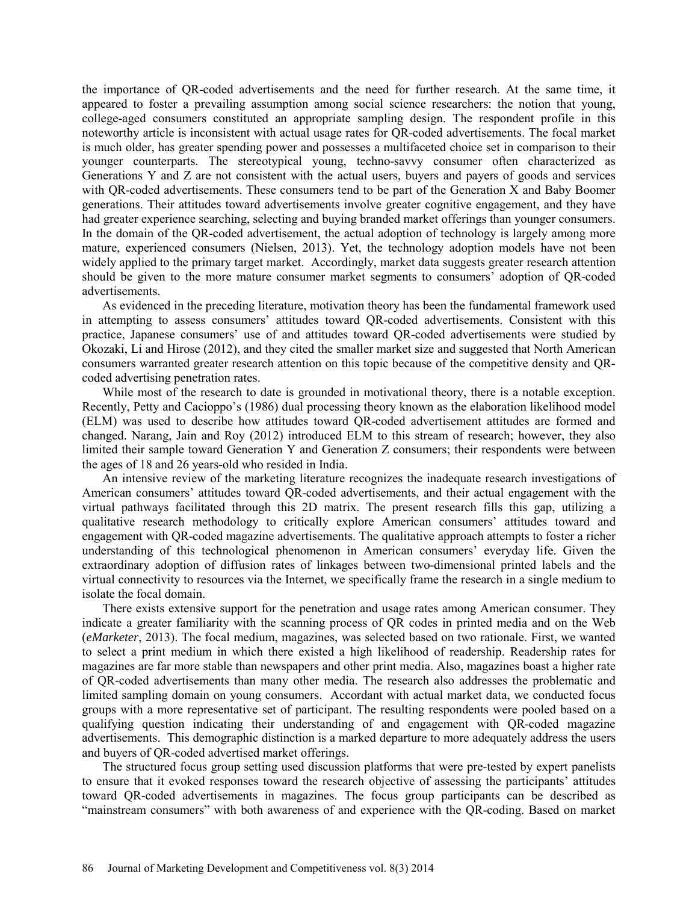the importance of QR-coded advertisements and the need for further research. At the same time, it appeared to foster a prevailing assumption among social science researchers: the notion that young, college-aged consumers constituted an appropriate sampling design. The respondent profile in this noteworthy article is inconsistent with actual usage rates for QR-coded advertisements. The focal market is much older, has greater spending power and possesses a multifaceted choice set in comparison to their younger counterparts. The stereotypical young, techno-savvy consumer often characterized as Generations Y and Z are not consistent with the actual users, buyers and payers of goods and services with QR-coded advertisements. These consumers tend to be part of the Generation X and Baby Boomer generations. Their attitudes toward advertisements involve greater cognitive engagement, and they have had greater experience searching, selecting and buying branded market offerings than younger consumers. In the domain of the QR-coded advertisement, the actual adoption of technology is largely among more mature, experienced consumers (Nielsen, 2013). Yet, the technology adoption models have not been widely applied to the primary target market. Accordingly, market data suggests greater research attention should be given to the more mature consumer market segments to consumers' adoption of QR-coded advertisements.

As evidenced in the preceding literature, motivation theory has been the fundamental framework used in attempting to assess consumers' attitudes toward QR-coded advertisements. Consistent with this practice, Japanese consumers' use of and attitudes toward QR-coded advertisements were studied by Okozaki, Li and Hirose (2012), and they cited the smaller market size and suggested that North American consumers warranted greater research attention on this topic because of the competitive density and QR-coded advertising penetration rates.

While most of the research to date is grounded in motivational theory, there is a notable exception. Recently, Petty and Cacioppo's (1986) dual processing theory known as the elaboration likelihood model (ELM) was used to describe how attitudes toward QR-coded advertisement attitudes are formed and changed. Narang, Jain and Roy (2012) introduced ELM to this stream of research; however, they also limited their sample toward Generation Y and Generation Z consumers; their respondents were between the ages of 18 and 26 years-old who resided in India.

An intensive review of the marketing literature recognizes the inadequate research investigations of American consumers' attitudes toward QR-coded advertisements, and their actual engagement with the virtual pathways facilitated through this 2D matrix. The present research fills this gap, utilizing a qualitative research methodology to critically explore American consumers' attitudes toward and engagement with QR-coded magazine advertisements. The qualitative approach attempts to foster a richer understanding of this technological phenomenon in American consumers' everyday life. Given the extraordinary adoption of diffusion rates of linkages between two-dimensional printed labels and the virtual connectivity to resources via the Internet, we specifically frame the research in a single medium to isolate the focal domain.

There exists extensive support for the penetration and usage rates among American consumer. They indicate a greater familiarity with the scanning process of QR codes in printed media and on the Web (*eMarketer*, 2013). The focal medium, magazines, was selected based on two rationale. First, we wanted to select a print medium in which there existed a high likelihood of readership. Readership rates for magazines are far more stable than newspapers and other print media. Also, magazines boast a higher rate of QR-coded advertisements than many other media. The research also addresses the problematic and limited sampling domain on young consumers. Accordant with actual market data, we conducted focus groups with a more representative set of participant. The resulting respondents were pooled based on a qualifying question indicating their understanding of and engagement with QR-coded magazine advertisements. This demographic distinction is a marked departure to more adequately address the users and buyers of QR-coded advertised market offerings.

The structured focus group setting used discussion platforms that were pre-tested by expert panelists to ensure that it evoked responses toward the research objective of assessing the participants' attitudes toward QR-coded advertisements in magazines. The focus group participants can be described as "mainstream consumers" with both awareness of and experience with the QR-coding. Based on market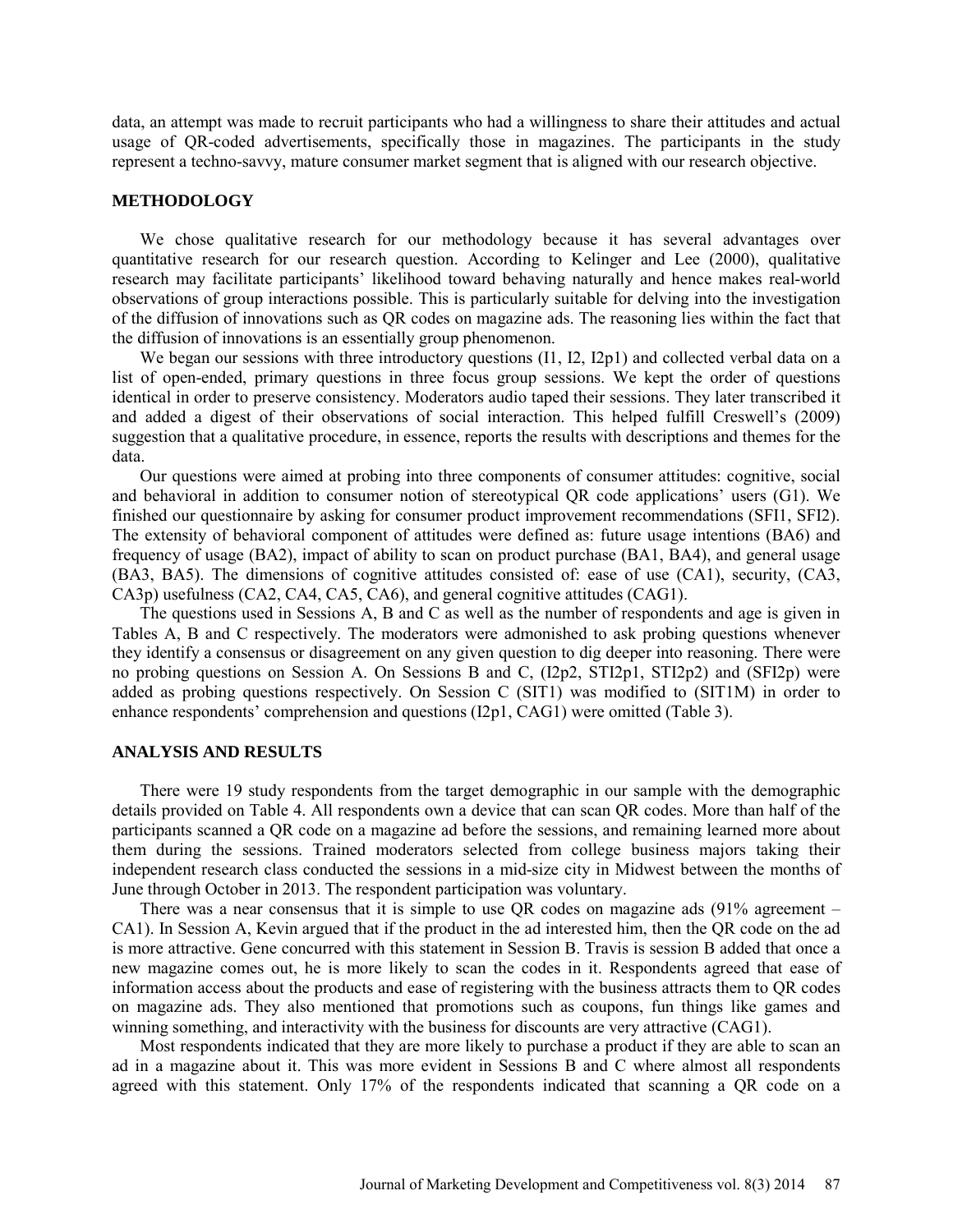data, an attempt was made to recruit participants who had a willingness to share their attitudes and actual usage of QR-coded advertisements, specifically those in magazines. The participants in the study represent a techno-savvy, mature consumer market segment that is aligned with our research objective.

## METHODOLOGY

We chose qualitative research for our methodology because it has several advantages over quantitative research for our research question. According to Kelinger and Lee (2000), qualitative research may facilitate participants' likelihood toward behaving naturally and hence makes real-world observations of group interactions possible. This is particularly suitable for delving into the investigation of the diffusion of innovations such as QR codes on magazine ads. The reasoning lies within the fact that the diffusion of innovations is an essentially group phenomenon.

We began our sessions with three introductory questions (I1, I2, I2p1) and collected verbal data on a list of open-ended, primary questions in three focus group sessions. We kept the order of questions identical in order to preserve consistency. Moderators audio taped their sessions. They later transcribed it and added a digest of their observations of social interaction. This helped fulfill Creswell's (2009) suggestion that a qualitative procedure, in essence, reports the results with descriptions and themes for the data.

Our questions were aimed at probing into three components of consumer attitudes: cognitive, social and behavioral in addition to consumer notion of stereotypical QR code applications' users (G1). We finished our questionnaire by asking for consumer product improvement recommendations (SFI1, SFI2). The extensity of behavioral component of attitudes were defined as: future usage intentions (BA6) and frequency of usage (BA2), impact of ability to scan on product purchase (BA1, BA4), and general usage (BA3, BA5). The dimensions of cognitive attitudes consisted of: ease of use (CA1), security, (CA3, CA3p) usefulness (CA2, CA4, CA5, CA6), and general cognitive attitudes (CAG1).

The questions used in Sessions A, B and C as well as the number of respondents and age is given in Tables A, B and C respectively. The moderators were admonished to ask probing questions whenever they identify a consensus or disagreement on any given question to dig deeper into reasoning. There were no probing questions on Session A. On Sessions B and C, (I2p2, STI2p1, STI2p2) and (SFI2p) were added as probing questions respectively. On Session C (SIT1) was modified to (SIT1M) in order to enhance respondents' comprehension and questions (I2p1, CAG1) were omitted (Table 3).

## ANALYSIS AND RESULTS

There were 19 study respondents from the target demographic in our sample with the demographic details provided on Table 4. All respondents own a device that can scan QR codes. More than half of the participants scanned a QR code on a magazine ad before the sessions, and remaining learned more about them during the sessions. Trained moderators selected from college business majors taking their independent research class conducted the sessions in a mid-size city in Midwest between the months of June through October in 2013. The respondent participation was voluntary.

There was a near consensus that it is simple to use QR codes on magazine ads (91% agreement – CA1). In Session A, Kevin argued that if the product in the ad interested him, then the QR code on the ad is more attractive. Gene concurred with this statement in Session B. Travis is session B added that once a new magazine comes out, he is more likely to scan the codes in it. Respondents agreed that ease of information access about the products and ease of registering with the business attracts them to QR codes on magazine ads. They also mentioned that promotions such as coupons, fun things like games and winning something, and interactivity with the business for discounts are very attractive (CAG1).

Most respondents indicated that they are more likely to purchase a product if they are able to scan an ad in a magazine about it. This was more evident in Sessions B and C where almost all respondents agreed with this statement. Only 17% of the respondents indicated that scanning a QR code on a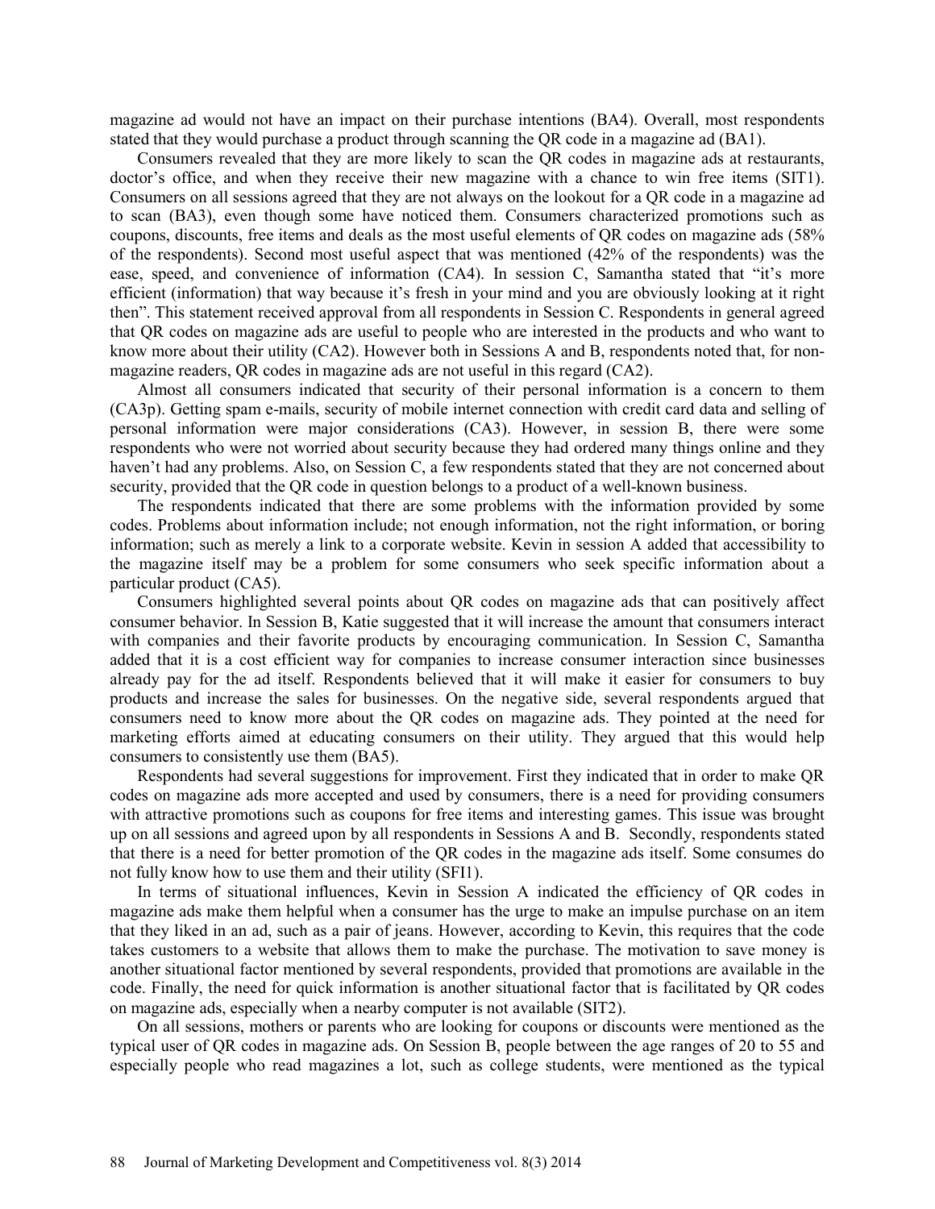magazine ad would not have an impact on their purchase intentions (BA4). Overall, most respondents stated that they would purchase a product through scanning the QR code in a magazine ad (BA1).

Consumers revealed that they are more likely to scan the QR codes in magazine ads at restaurants, doctor's office, and when they receive their new magazine with a chance to win free items (SIT1). Consumers on all sessions agreed that they are not always on the lookout for a QR code in a magazine ad to scan (BA3), even though some have noticed them. Consumers characterized promotions such as coupons, discounts, free items and deals as the most useful elements of QR codes on magazine ads (58% of the respondents). Second most useful aspect that was mentioned (42% of the respondents) was the ease, speed, and convenience of information (CA4). In session C, Samantha stated that "it's more efficient (information) that way because it's fresh in your mind and you are obviously looking at it right then". This statement received approval from all respondents in Session C. Respondents in general agreed that QR codes on magazine ads are useful to people who are interested in the products and who want to know more about their utility (CA2). However both in Sessions A and B, respondents noted that, for non-magazine readers, QR codes in magazine ads are not useful in this regard (CA2).

Almost all consumers indicated that security of their personal information is a concern to them (CA3p). Getting spam e-mails, security of mobile internet connection with credit card data and selling of personal information were major considerations (CA3). However, in session B, there were some respondents who were not worried about security because they had ordered many things online and they haven't had any problems. Also, on Session C, a few respondents stated that they are not concerned about security, provided that the QR code in question belongs to a product of a well-known business.

The respondents indicated that there are some problems with the information provided by some codes. Problems about information include; not enough information, not the right information, or boring information; such as merely a link to a corporate website. Kevin in session A added that accessibility to the magazine itself may be a problem for some consumers who seek specific information about a particular product (CA5).

Consumers highlighted several points about QR codes on magazine ads that can positively affect consumer behavior. In Session B, Katie suggested that it will increase the amount that consumers interact with companies and their favorite products by encouraging communication. In Session C, Samantha added that it is a cost efficient way for companies to increase consumer interaction since businesses already pay for the ad itself. Respondents believed that it will make it easier for consumers to buy products and increase the sales for businesses. On the negative side, several respondents argued that consumers need to know more about the QR codes on magazine ads. They pointed at the need for marketing efforts aimed at educating consumers on their utility. They argued that this would help consumers to consistently use them (BA5).

Respondents had several suggestions for improvement. First they indicated that in order to make QR codes on magazine ads more accepted and used by consumers, there is a need for providing consumers with attractive promotions such as coupons for free items and interesting games. This issue was brought up on all sessions and agreed upon by all respondents in Sessions A and B. Secondly, respondents stated that there is a need for better promotion of the QR codes in the magazine ads itself. Some consumes do not fully know how to use them and their utility (SFI1).

In terms of situational influences, Kevin in Session A indicated the efficiency of QR codes in magazine ads make them helpful when a consumer has the urge to make an impulse purchase on an item that they liked in an ad, such as a pair of jeans. However, according to Kevin, this requires that the code takes customers to a website that allows them to make the purchase. The motivation to save money is another situational factor mentioned by several respondents, provided that promotions are available in the code. Finally, the need for quick information is another situational factor that is facilitated by QR codes on magazine ads, especially when a nearby computer is not available (SIT2).

On all sessions, mothers or parents who are looking for coupons or discounts were mentioned as the typical user of QR codes in magazine ads. On Session B, people between the age ranges of 20 to 55 and especially people who read magazines a lot, such as college students, were mentioned as the typical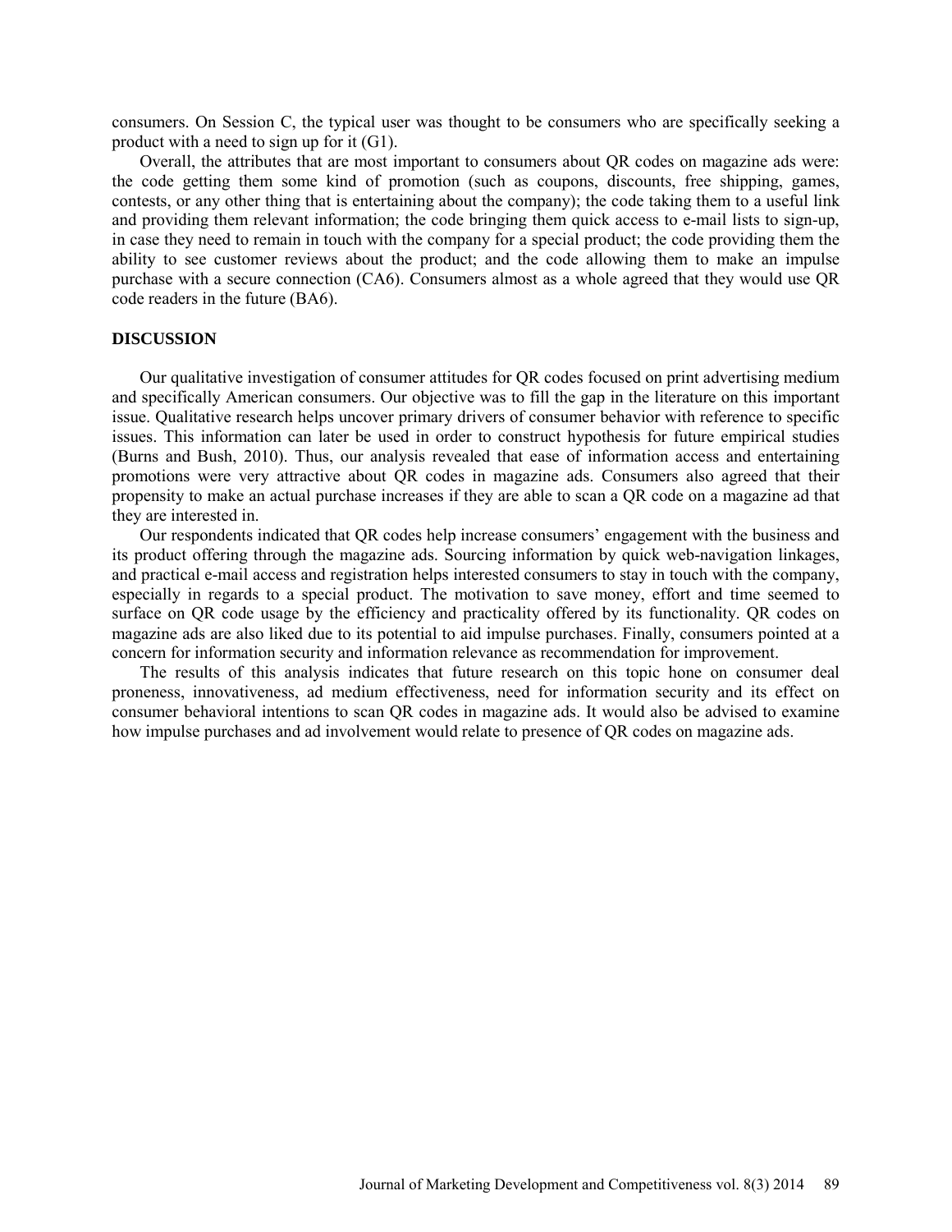consumers. On Session C, the typical user was thought to be consumers who are specifically seeking a product with a need to sign up for it (G1).

Overall, the attributes that are most important to consumers about QR codes on magazine ads were: the code getting them some kind of promotion (such as coupons, discounts, free shipping, games, contests, or any other thing that is entertaining about the company); the code taking them to a useful link and providing them relevant information; the code bringing them quick access to e-mail lists to sign-up, in case they need to remain in touch with the company for a special product; the code providing them the ability to see customer reviews about the product; and the code allowing them to make an impulse purchase with a secure connection (CA6). Consumers almost as a whole agreed that they would use QR code readers in the future (BA6).

## DISCUSSION

Our qualitative investigation of consumer attitudes for QR codes focused on print advertising medium and specifically American consumers. Our objective was to fill the gap in the literature on this important issue. Qualitative research helps uncover primary drivers of consumer behavior with reference to specific issues. This information can later be used in order to construct hypothesis for future empirical studies (Burns and Bush, 2010). Thus, our analysis revealed that ease of information access and entertaining promotions were very attractive about QR codes in magazine ads. Consumers also agreed that their propensity to make an actual purchase increases if they are able to scan a QR code on a magazine ad that they are interested in.

Our respondents indicated that QR codes help increase consumers' engagement with the business and its product offering through the magazine ads. Sourcing information by quick web-navigation linkages, and practical e-mail access and registration helps interested consumers to stay in touch with the company, especially in regards to a special product. The motivation to save money, effort and time seemed to surface on QR code usage by the efficiency and practicality offered by its functionality. QR codes on magazine ads are also liked due to its potential to aid impulse purchases. Finally, consumers pointed at a concern for information security and information relevance as recommendation for improvement.

The results of this analysis indicates that future research on this topic hone on consumer deal proneness, innovativeness, ad medium effectiveness, need for information security and its effect on consumer behavioral intentions to scan QR codes in magazine ads. It would also be advised to examine how impulse purchases and ad involvement would relate to presence of QR codes on magazine ads.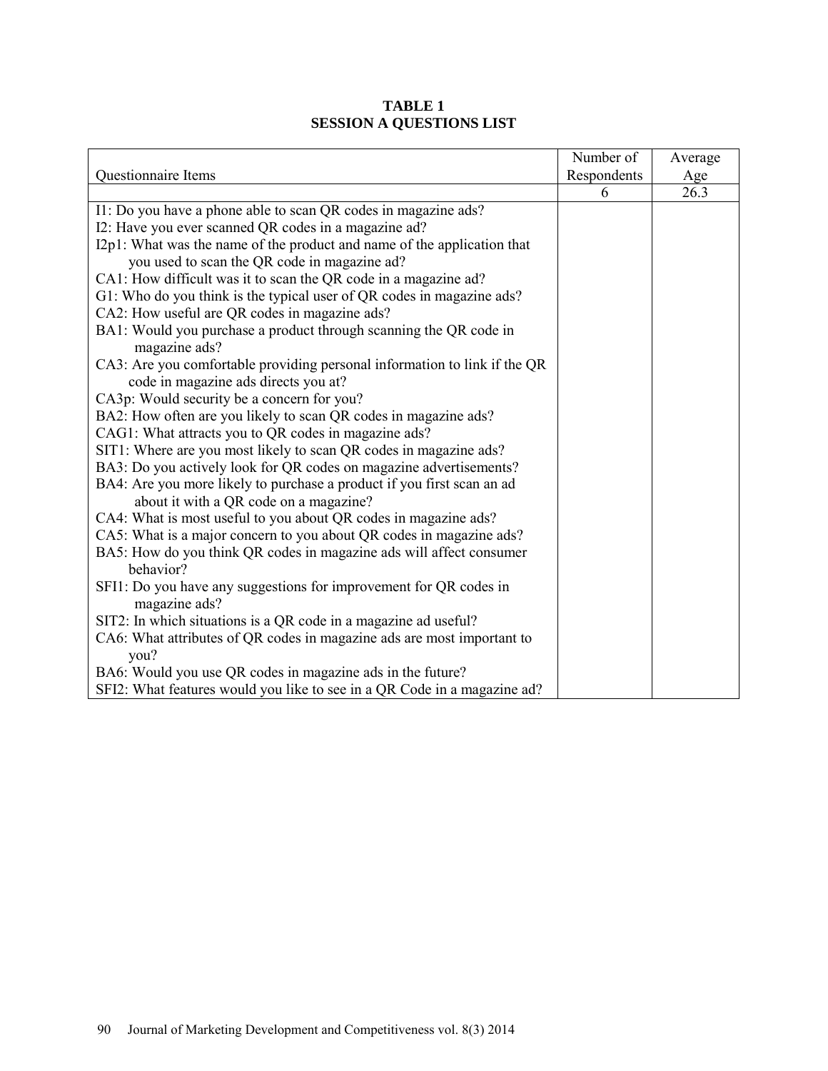**TABLE 1**
**SESSION A QUESTIONS LIST**

| Questionnaire Items | Number of Respondents | Average Age |
|---|---|---|
| | 6 | 26.3 |
| I1: Do you have a phone able to scan QR codes in magazine ads?<br>I2: Have you ever scanned QR codes in a magazine ad?<br>I2p1: What was the name of the product and name of the application that you used to scan the QR code in magazine ad?<br>CA1: How difficult was it to scan the QR code in a magazine ad?<br>G1: Who do you think is the typical user of QR codes in magazine ads?<br>CA2: How useful are QR codes in magazine ads?<br>BA1: Would you purchase a product through scanning the QR code in magazine ads?<br>CA3: Are you comfortable providing personal information to link if the QR code in magazine ads directs you at?<br>CA3p: Would security be a concern for you?<br>BA2: How often are you likely to scan QR codes in magazine ads?<br>CAG1: What attracts you to QR codes in magazine ads?<br>SIT1: Where are you most likely to scan QR codes in magazine ads?<br>BA3: Do you actively look for QR codes on magazine advertisements?<br>BA4: Are you more likely to purchase a product if you first scan an ad about it with a QR code on a magazine?<br>CA4: What is most useful to you about QR codes in magazine ads?<br>CA5: What is a major concern to you about QR codes in magazine ads?<br>BA5: How do you think QR codes in magazine ads will affect consumer behavior?<br>SFI1: Do you have any suggestions for improvement for QR codes in magazine ads?<br>SIT2: In which situations is a QR code in a magazine ad useful?<br>CA6: What attributes of QR codes in magazine ads are most important to you?<br>BA6: Would you use QR codes in magazine ads in the future?<br>SFI2: What features would you like to see in a QR Code in a magazine ad? | | |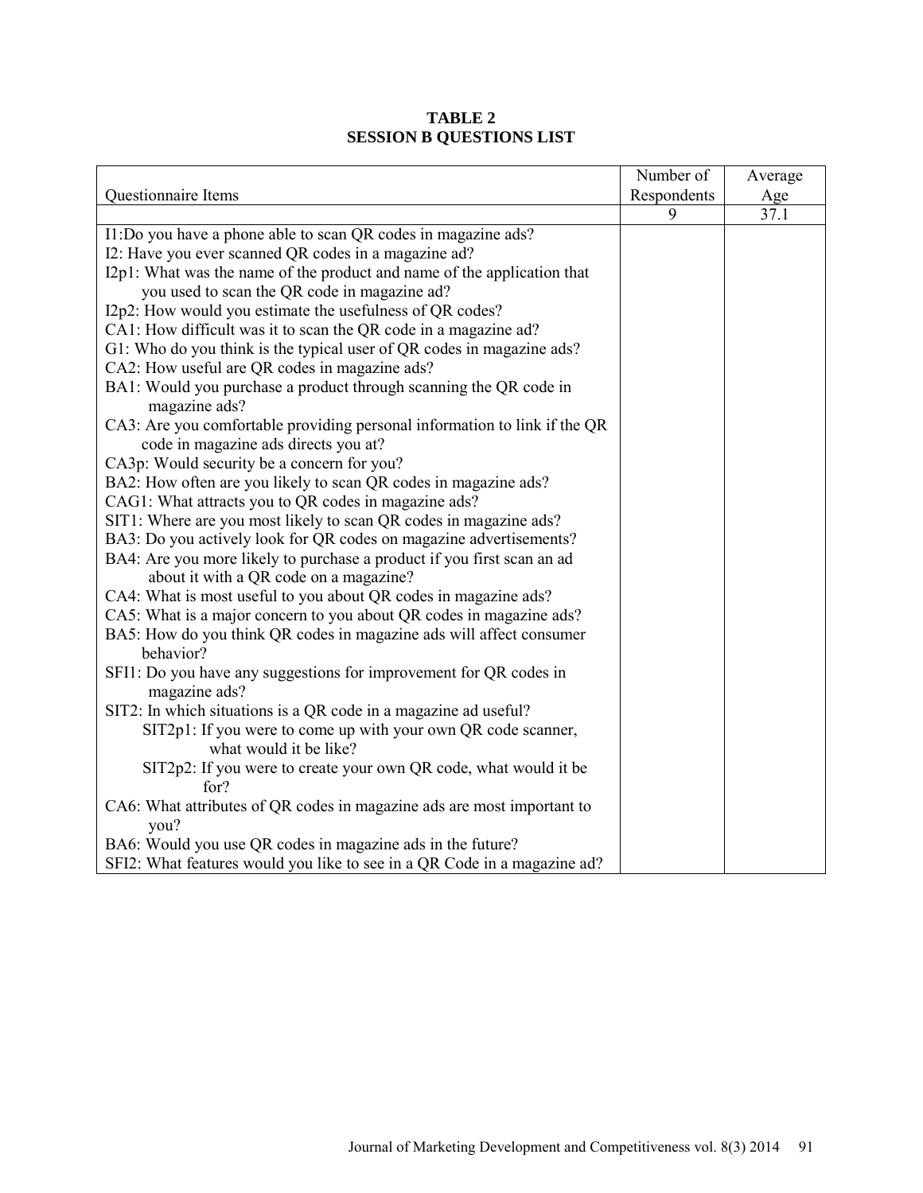**TABLE 2**
**SESSION B QUESTIONS LIST**

| Questionnaire Items | Number of Respondents | Average Age |
|---|---|---|
| | 9 | 37.1 |
| I1:Do you have a phone able to scan QR codes in magazine ads?<br>I2: Have you ever scanned QR codes in a magazine ad?<br>I2p1: What was the name of the product and name of the application that you used to scan the QR code in magazine ad?<br>I2p2: How would you estimate the usefulness of QR codes?<br>CA1: How difficult was it to scan the QR code in a magazine ad?<br>G1: Who do you think is the typical user of QR codes in magazine ads?<br>CA2: How useful are QR codes in magazine ads?<br>BA1: Would you purchase a product through scanning the QR code in magazine ads?<br>CA3: Are you comfortable providing personal information to link if the QR code in magazine ads directs you at?<br>CA3p: Would security be a concern for you?<br>BA2: How often are you likely to scan QR codes in magazine ads?<br>CAG1: What attracts you to QR codes in magazine ads?<br>SIT1: Where are you most likely to scan QR codes in magazine ads?<br>BA3: Do you actively look for QR codes on magazine advertisements?<br>BA4: Are you more likely to purchase a product if you first scan an ad about it with a QR code on a magazine?<br>CA4: What is most useful to you about QR codes in magazine ads?<br>CA5: What is a major concern to you about QR codes in magazine ads?<br>BA5: How do you think QR codes in magazine ads will affect consumer behavior?<br>SFI1: Do you have any suggestions for improvement for QR codes in magazine ads?<br>SIT2: In which situations is a QR code in a magazine ad useful?<br>SIT2p1: If you were to come up with your own QR code scanner, what would it be like?<br>SIT2p2: If you were to create your own QR code, what would it be for?<br>CA6: What attributes of QR codes in magazine ads are most important to you?<br>BA6: Would you use QR codes in magazine ads in the future?<br>SFI2: What features would you like to see in a QR Code in a magazine ad? | | |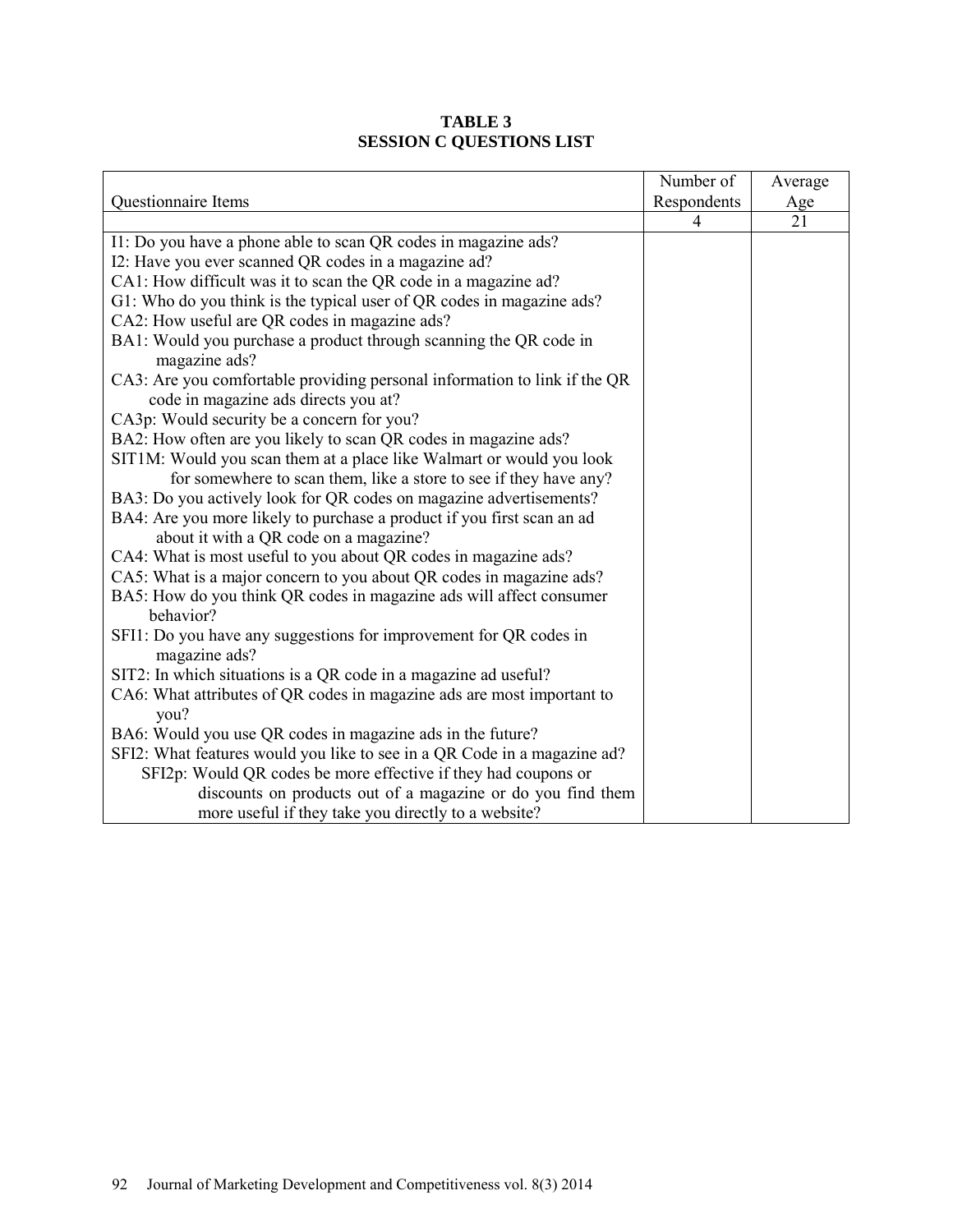**TABLE 3**
**SESSION C QUESTIONS LIST**

| Questionnaire Items | Number of Respondents | Average Age |
|---|---|---|
| | 4 | 21 |
| I1: Do you have a phone able to scan QR codes in magazine ads?<br>I2: Have you ever scanned QR codes in a magazine ad?<br>CA1: How difficult was it to scan the QR code in a magazine ad?<br>G1: Who do you think is the typical user of QR codes in magazine ads?<br>CA2: How useful are QR codes in magazine ads?<br>BA1: Would you purchase a product through scanning the QR code in magazine ads?<br>CA3: Are you comfortable providing personal information to link if the QR code in magazine ads directs you at?<br>CA3p: Would security be a concern for you?<br>BA2: How often are you likely to scan QR codes in magazine ads?<br>SIT1M: Would you scan them at a place like Walmart or would you look for somewhere to scan them, like a store to see if they have any?<br>BA3: Do you actively look for QR codes on magazine advertisements?<br>BA4: Are you more likely to purchase a product if you first scan an ad about it with a QR code on a magazine?<br>CA4: What is most useful to you about QR codes in magazine ads?<br>CA5: What is a major concern to you about QR codes in magazine ads?<br>BA5: How do you think QR codes in magazine ads will affect consumer behavior?<br>SFI1: Do you have any suggestions for improvement for QR codes in magazine ads?<br>SIT2: In which situations is a QR code in a magazine ad useful?<br>CA6: What attributes of QR codes in magazine ads are most important to you?<br>BA6: Would you use QR codes in magazine ads in the future?<br>SFI2: What features would you like to see in a QR Code in a magazine ad?<br>SFI2p: Would QR codes be more effective if they had coupons or discounts on products out of a magazine or do you find them more useful if they take you directly to a website? | | |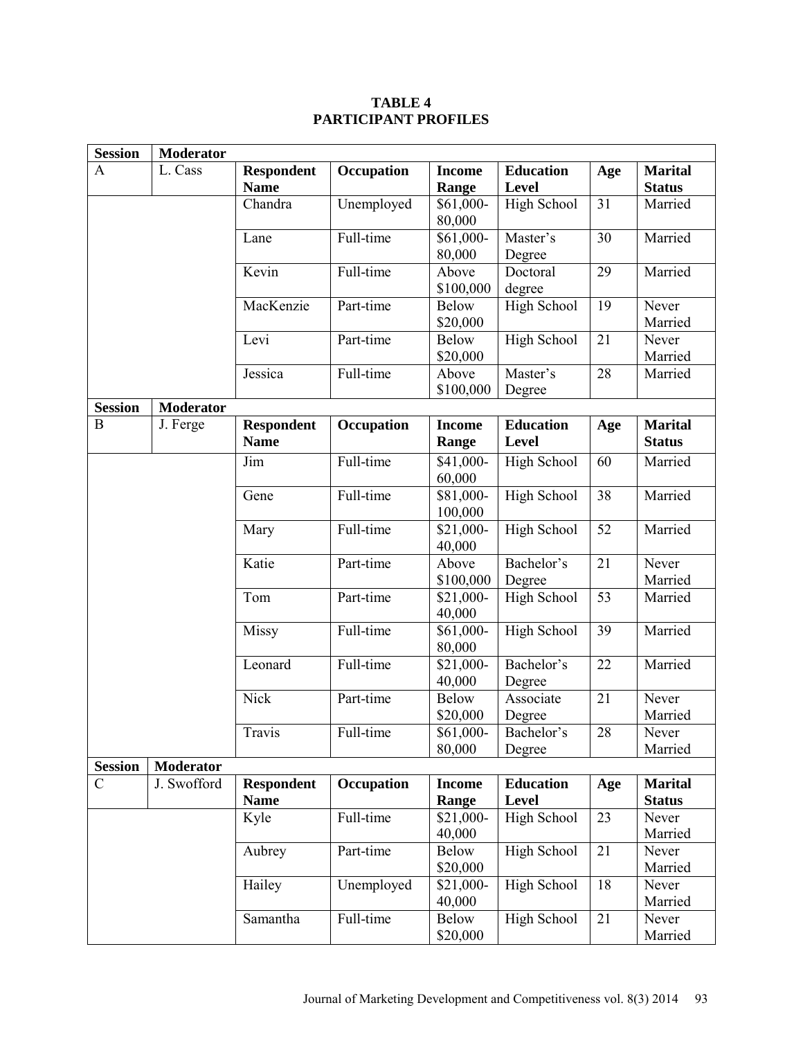**TABLE 4**
**PARTICIPANT PROFILES**

| Session | Moderator | Respondent Name | Occupation | Income Range | Education Level | Age | Marital Status |
|---|---|---|---|---|---|---|---|
| A | L. Cass | | | | | | |
| | | Chandra | Unemployed | $61,000-80,000 | High School | 31 | Married |
| | | Lane | Full-time | $61,000-80,000 | Master's Degree | 30 | Married |
| | | Kevin | Full-time | Above $100,000 | Doctoral degree | 29 | Married |
| | | MacKenzie | Part-time | Below $20,000 | High School | 19 | Never Married |
| | | Levi | Part-time | Below $20,000 | High School | 21 | Never Married |
| | | Jessica | Full-time | Above $100,000 | Master's Degree | 28 | Married |
| **Session** | **Moderator** | **Respondent Name** | **Occupation** | **Income Range** | **Education Level** | **Age** | **Marital Status** |
| B | J. Ferge | | | | | | |
| | | Jim | Full-time | $41,000-60,000 | High School | 60 | Married |
| | | Gene | Full-time | $81,000-100,000 | High School | 38 | Married |
| | | Mary | Full-time | $21,000-40,000 | High School | 52 | Married |
| | | Katie | Part-time | Above $100,000 | Bachelor's Degree | 21 | Never Married |
| | | Tom | Part-time | $21,000-40,000 | High School | 53 | Married |
| | | Missy | Full-time | $61,000-80,000 | High School | 39 | Married |
| | | Leonard | Full-time | $21,000-40,000 | Bachelor's Degree | 22 | Married |
| | | Nick | Part-time | Below $20,000 | Associate Degree | 21 | Never Married |
| | | Travis | Full-time | $61,000-80,000 | Bachelor's Degree | 28 | Never Married |
| **Session** | **Moderator** | **Respondent Name** | **Occupation** | **Income Range** | **Education Level** | **Age** | **Marital Status** |
| C | J. Swofford | | | | | | |
| | | Kyle | Full-time | $21,000-40,000 | High School | 23 | Never Married |
| | | Aubrey | Part-time | Below $20,000 | High School | 21 | Never Married |
| | | Hailey | Unemployed | $21,000-40,000 | High School | 18 | Never Married |
| | | Samantha | Full-time | Below $20,000 | High School | 21 | Never Married |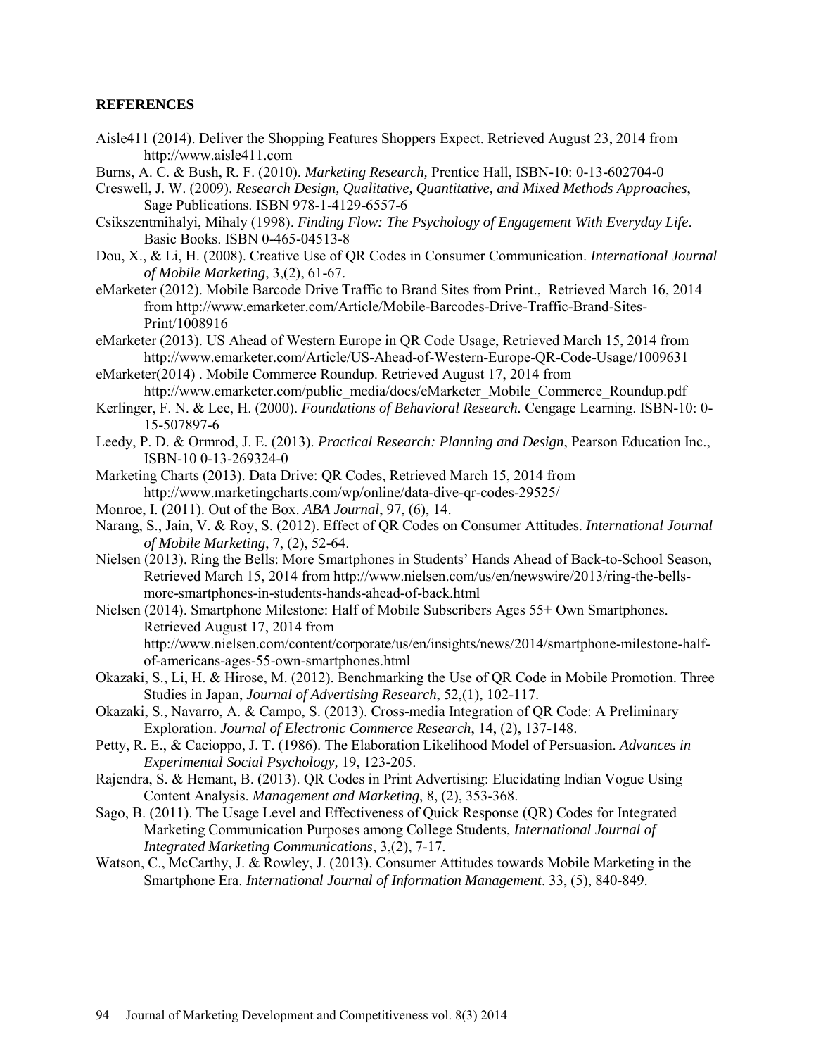**REFERENCES**

Aisle411 (2014). Deliver the Shopping Features Shoppers Expect. Retrieved August 23, 2014 from http://www.aisle411.com

Burns, A. C. & Bush, R. F. (2010). *Marketing Research,* Prentice Hall, ISBN-10: 0-13-602704-0

Creswell, J. W. (2009). *Research Design, Qualitative, Quantitative, and Mixed Methods Approaches*, Sage Publications. ISBN 978-1-4129-6557-6

Csikszentmihalyi, Mihaly (1998). *Finding Flow: The Psychology of Engagement With Everyday Life*. Basic Books. ISBN 0-465-04513-8

Dou, X., & Li, H. (2008). Creative Use of QR Codes in Consumer Communication. *International Journal of Mobile Marketing*, 3,(2), 61-67.

eMarketer (2012). Mobile Barcode Drive Traffic to Brand Sites from Print., Retrieved March 16, 2014 from http://www.emarketer.com/Article/Mobile-Barcodes-Drive-Traffic-Brand-Sites-Print/1008916

eMarketer (2013). US Ahead of Western Europe in QR Code Usage, Retrieved March 15, 2014 from http://www.emarketer.com/Article/US-Ahead-of-Western-Europe-QR-Code-Usage/1009631

eMarketer(2014) . Mobile Commerce Roundup. Retrieved August 17, 2014 from http://www.emarketer.com/public_media/docs/eMarketer_Mobile_Commerce_Roundup.pdf

Kerlinger, F. N. & Lee, H. (2000). *Foundations of Behavioral Research.* Cengage Learning. ISBN-10: 0-15-507897-6

Leedy, P. D. & Ormrod, J. E. (2013). *Practical Research: Planning and Design*, Pearson Education Inc., ISBN-10 0-13-269324-0

Marketing Charts (2013). Data Drive: QR Codes, Retrieved March 15, 2014 from http://www.marketingcharts.com/wp/online/data-dive-qr-codes-29525/

Monroe, I. (2011). Out of the Box. *ABA Journal*, 97, (6), 14.

Narang, S., Jain, V. & Roy, S. (2012). Effect of QR Codes on Consumer Attitudes. *International Journal of Mobile Marketing*, 7, (2), 52-64.

Nielsen (2013). Ring the Bells: More Smartphones in Students' Hands Ahead of Back-to-School Season, Retrieved March 15, 2014 from http://www.nielsen.com/us/en/newswire/2013/ring-the-bells-more-smartphones-in-students-hands-ahead-of-back.html

Nielsen (2014). Smartphone Milestone: Half of Mobile Subscribers Ages 55+ Own Smartphones. Retrieved August 17, 2014 from http://www.nielsen.com/content/corporate/us/en/insights/news/2014/smartphone-milestone-half-of-americans-ages-55-own-smartphones.html

Okazaki, S., Li, H. & Hirose, M. (2012). Benchmarking the Use of QR Code in Mobile Promotion. Three Studies in Japan, *Journal of Advertising Research*, 52,(1), 102-117.

Okazaki, S., Navarro, A. & Campo, S. (2013). Cross-media Integration of QR Code: A Preliminary Exploration. *Journal of Electronic Commerce Research*, 14, (2), 137-148.

Petty, R. E., & Cacioppo, J. T. (1986). The Elaboration Likelihood Model of Persuasion. *Advances in Experimental Social Psychology,* 19, 123-205.

Rajendra, S. & Hemant, B. (2013). QR Codes in Print Advertising: Elucidating Indian Vogue Using Content Analysis. *Management and Marketing*, 8, (2), 353-368.

Sago, B. (2011). The Usage Level and Effectiveness of Quick Response (QR) Codes for Integrated Marketing Communication Purposes among College Students, *International Journal of Integrated Marketing Communications*, 3,(2), 7-17.

Watson, C., McCarthy, J. & Rowley, J. (2013). Consumer Attitudes towards Mobile Marketing in the Smartphone Era. *International Journal of Information Management*. 33, (5), 840-849.